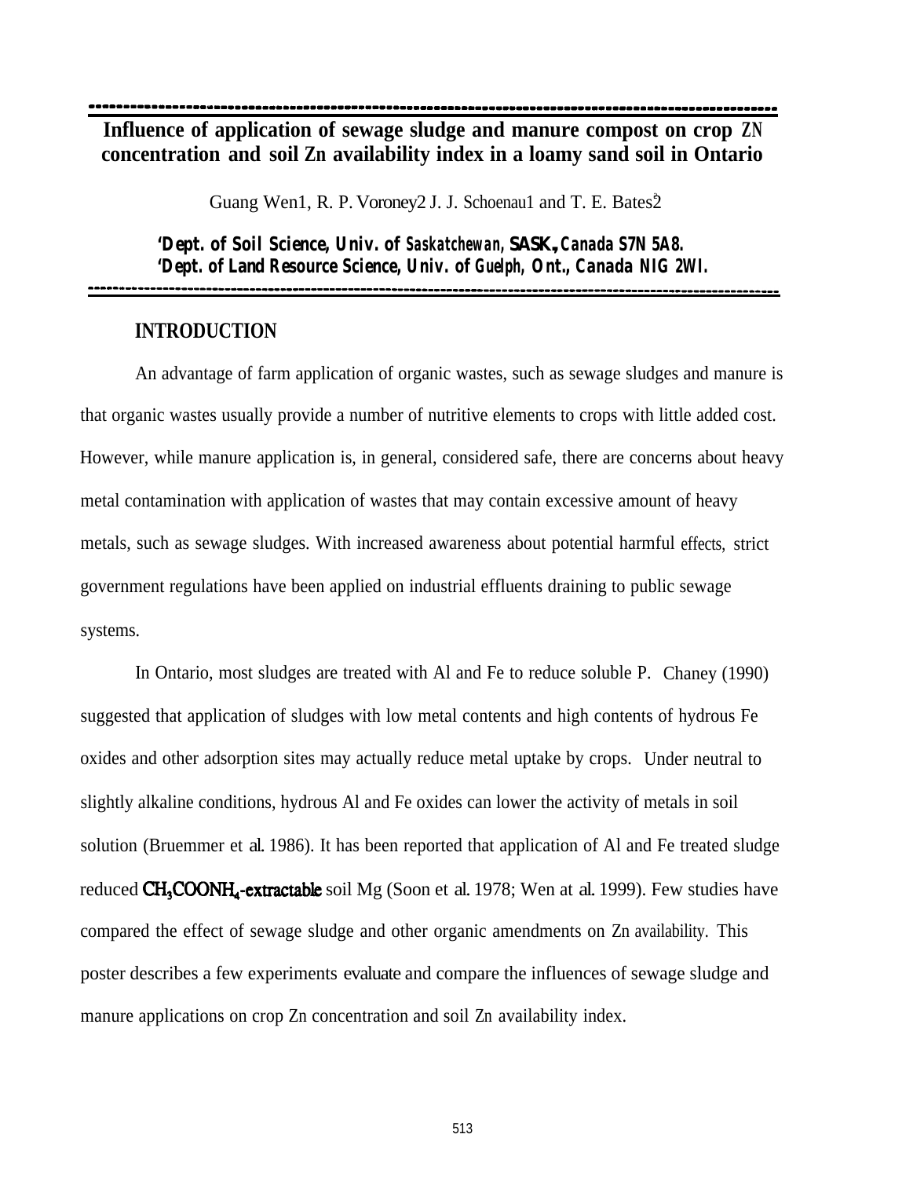# Influence of application of sewage sludge and manure compost on crop ZN concentration and soil Zn availability index in a loamy sand soil in Ontario

Guang Wen[1], R. P. Voroney[2] J. J. Schoenau[1] and T. E. Bates[2]

**[1]Dept. of Soil Science, Univ. of Saskatchewan, SASK., Canada S7N 5A8.**
**[2]Dept. of Land Resource Science, Univ. of Guelph, Ont., Canada NIG 2WI.**

## INTRODUCTION

An advantage of farm application of organic wastes, such as sewage sludges and manure is that organic wastes usually provide a number of nutritive elements to crops with little added cost. However, while manure application is, in general, considered safe, there are concerns about heavy metal contamination with application of wastes that may contain excessive amount of heavy metals, such as sewage sludges. With increased awareness about potential harmful effects, strict government regulations have been applied on industrial effluents draining to public sewage systems.

In Ontario, most sludges are treated with Al and Fe to reduce soluble P. Chaney (1990) suggested that application of sludges with low metal contents and high contents of hydrous Fe oxides and other adsorption sites may actually reduce metal uptake by crops. Under neutral to slightly alkaline conditions, hydrous Al and Fe oxides can lower the activity of metals in soil solution (Bruemmer et al. 1986). It has been reported that application of Al and Fe treated sludge reduced $CH_3COONH_4$-extractable soil Mg (Soon et al. 1978; Wen at al. 1999). Few studies have compared the effect of sewage sludge and other organic amendments on Zn availability. This poster describes a few experiments evaluate and compare the influences of sewage sludge and manure applications on crop Zn concentration and soil Zn availability index.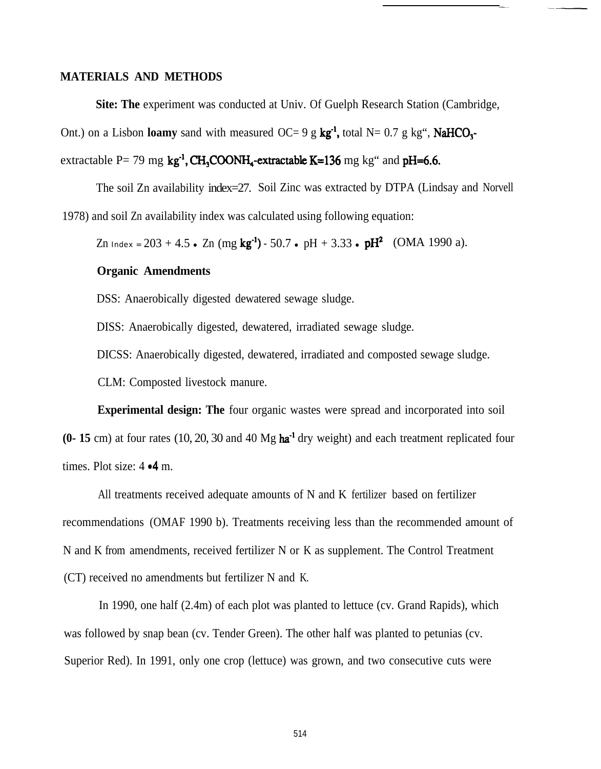## MATERIALS AND METHODS

**Site: The** experiment was conducted at Univ. Of Guelph Research Station (Cambridge, Ont.) on a Lisbon **loamy** sand with measured OC= 9 g $kg^{-1}$, total N= 0.7 g $kg^{-1}$, $NaHCO_3$-extractable P= 79 mg $kg^{-1}$, $CH_3COONH_4$-extractable K=136 mg $kg^{-1}$ and pH=6.6.

The soil Zn availability index=27. Soil Zinc was extracted by DTPA (Lindsay and Norvell 1978) and soil Zn availability index was calculated using following equation:

$Zn_{Index} = 203 + 4.5 \bullet Zn\ (mg\ kg^{-1}) - 50.7 \bullet pH + 3.33 \bullet pH^2$ (OMA 1990 a).

**Organic Amendments**

DSS: Anaerobically digested dewatered sewage sludge.

DISS: Anaerobically digested, dewatered, irradiated sewage sludge.

DICSS: Anaerobically digested, dewatered, irradiated and composted sewage sludge.

CLM: Composted livestock manure.

**Experimental design: The** four organic wastes were spread and incorporated into soil **(0- 15** cm) at four rates (10, 20, 30 and 40 Mg $ha^{-1}$ dry weight) and each treatment replicated four times. Plot size: 4 • 4 m.

All treatments received adequate amounts of N and K fertilizer based on fertilizer recommendations (OMAF 1990 b). Treatments receiving less than the recommended amount of N and K from amendments, received fertilizer N or K as supplement. The Control Treatment (CT) received no amendments but fertilizer N and K.

In 1990, one half (2.4m) of each plot was planted to lettuce (cv. Grand Rapids), which was followed by snap bean (cv. Tender Green). The other half was planted to petunias (cv. Superior Red). In 1991, only one crop (lettuce) was grown, and two consecutive cuts were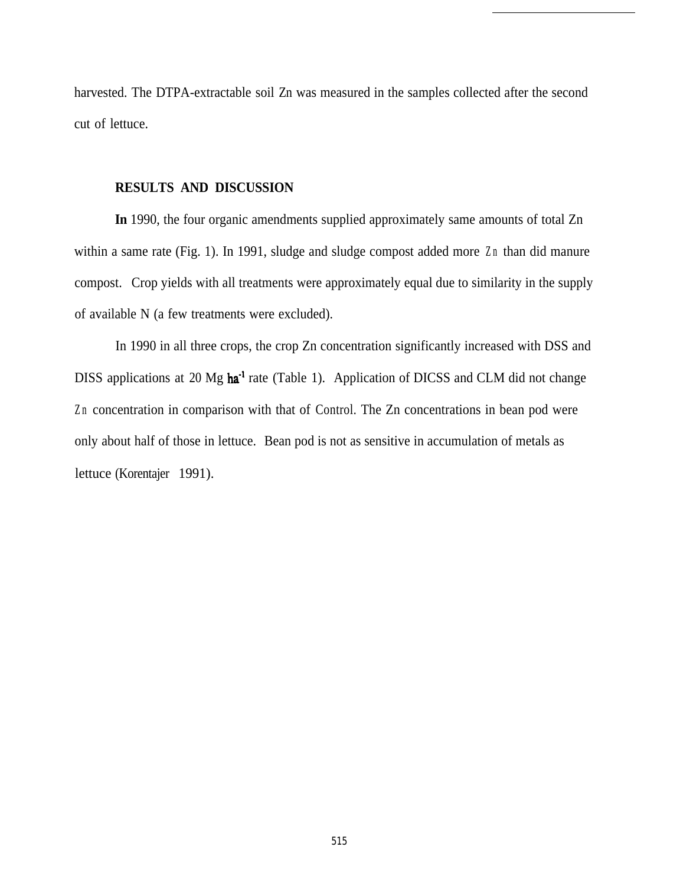harvested. The DTPA-extractable soil Zn was measured in the samples collected after the second cut of lettuce.

## RESULTS AND DISCUSSION

**In** 1990, the four organic amendments supplied approximately same amounts of total Zn within a same rate (Fig. 1). In 1991, sludge and sludge compost added more Zn than did manure compost. Crop yields with all treatments were approximately equal due to similarity in the supply of available N (a few treatments were excluded).

In 1990 in all three crops, the crop Zn concentration significantly increased with DSS and DISS applications at 20 Mg $ha^{-1}$ rate (Table 1). Application of DICSS and CLM did not change Zn concentration in comparison with that of Control. The Zn concentrations in bean pod were only about half of those in lettuce. Bean pod is not as sensitive in accumulation of metals as lettuce (Korentajer 1991).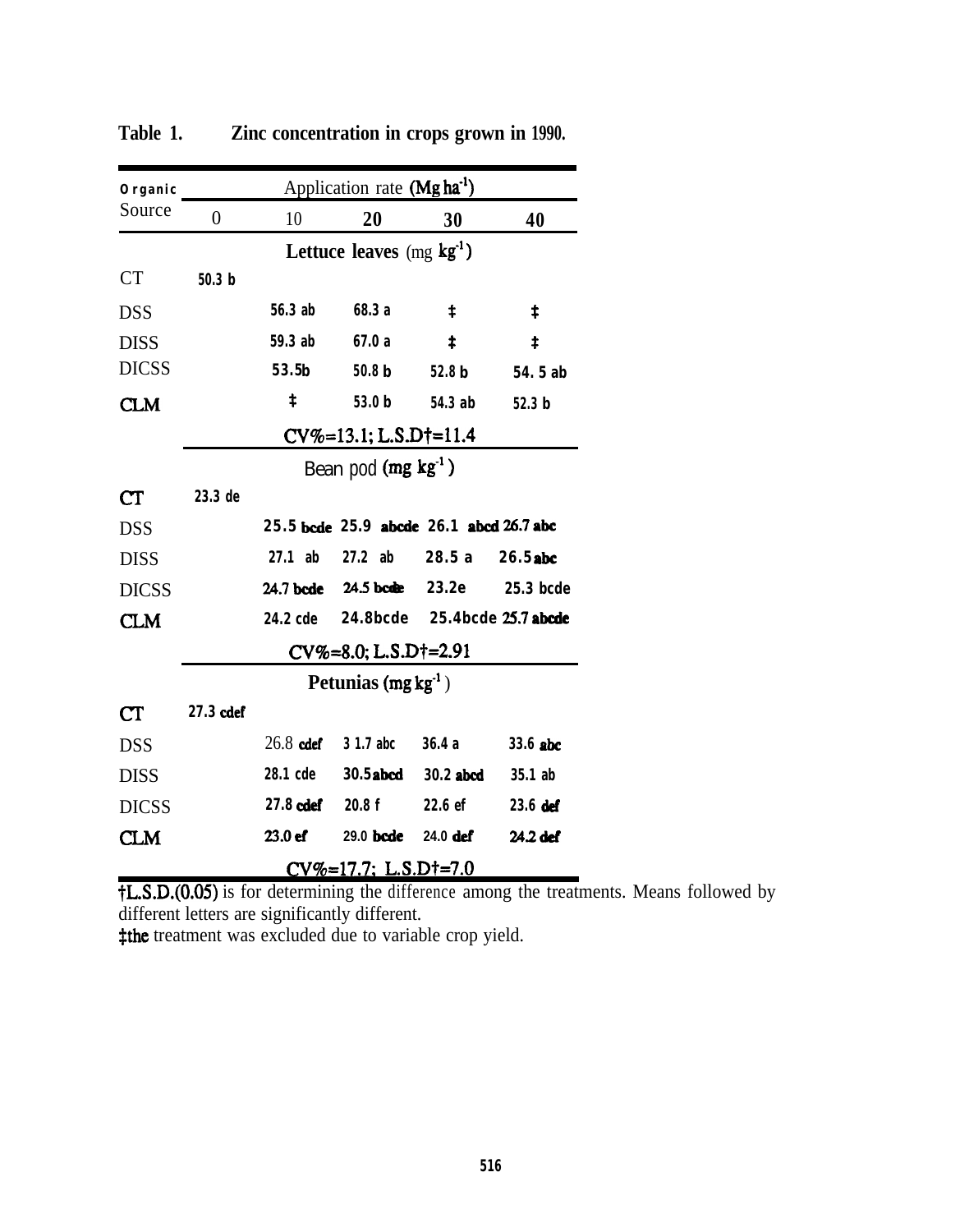**Table 1. Zinc concentration in crops grown in 1990.**

| Organic Source | Application rate (Mg ha$^{-1}$) | | | | |
|---|---|---|---|---|---|
| | 0 | 10 | 20 | 30 | 40 |
| | **Lettuce leaves** (mg kg$^{-1}$) | | | | |
| CT | 50.3 b | | | | |
| DSS | | 56.3 ab | 68.3 a | ‡ | ‡ |
| DISS | | 59.3 ab | 67.0 a | ‡ | ‡ |
| DICSS | | 53.5b | 50.8 b | 52.8 b | 54.5 ab |
| CLM | | ‡ | 53.0 b | 54.3 ab | 52.3 b |
| | CV%=13.1; L.S.D†=11.4 | | | | |
| | Bean pod (mg kg$^{-1}$) | | | | |
| CT | 23.3 de | | | | |
| DSS | | 25.5 bcde | 25.9 abcde | 26.1 abcd | 26.7 abc |
| DISS | | 27.1 ab | 27.2 ab | 28.5 a | 26.5 abc |
| DICSS | | 24.7 bcde | 24.5 bcde | 23.2e | 25.3 bcde |
| CLM | | 24.2 cde | 24.8bcde | 25.4bcde | 25.7 abcde |
| | CV%=8.0; L.S.D†=2.91 | | | | |
| | **Petunias** (mg kg$^{-1}$) | | | | |
| CT | 27.3 cdef | | | | |
| DSS | | 26.8 cdef | 31.7 abc | 36.4 a | 33.6 abc |
| DISS | | 28.1 cde | 30.5 abcd | 30.2 abcd | 35.1 ab |
| DICSS | | 27.8 cdef | 20.8 f | 22.6 ef | 23.6 def |
| CLM | | 23.0 ef | 29.0 bcde | 24.0 def | 24.2 def |
| | CV%=17.7; L.S.D†=7.0 | | | | |

†L.S.D.(0.05) is for determining the difference among the treatments. Means followed by different letters are significantly different.
‡the treatment was excluded due to variable crop yield.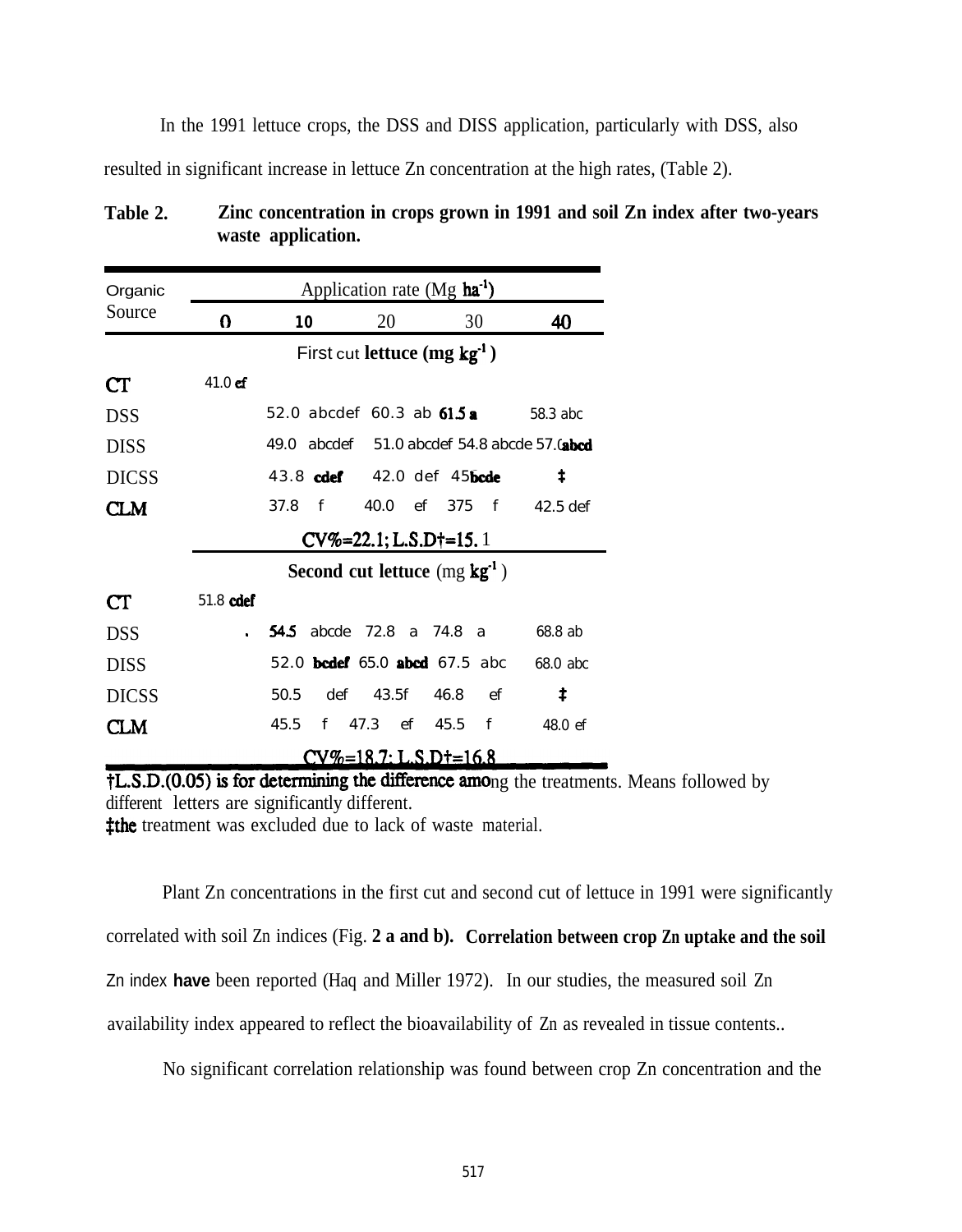In the 1991 lettuce crops, the DSS and DISS application, particularly with DSS, also resulted in significant increase in lettuce Zn concentration at the high rates, (Table 2).

**Table 2. Zinc concentration in crops grown in 1991 and soil Zn index after two-years waste application.**

| Organic Source | Application rate (Mg $ha^{-1}$) | | | | |
|---|---|---|---|---|---|
| | 0 | 10 | 20 | 30 | 40 |
| | **First cut lettuce (mg $kg^{-1}$)** | | | | |
| CT | 41.0 ef | | | | |
| DSS | | 52.0 abcdef | 60.3 ab | 61.5 a | 58.3 abc |
| DISS | | 49.0 abcdef | 51.0 abcdef | 54.8 abcde | 57.0 abcd |
| DICSS | | 43.8 cdef | 42.0 def | 45.5 bcde | ‡ |
| CLM | | 37.8 f | 40.0 ef | 37.5 f | 42.5 def |
| | CV%=22.1; L.S.D†=15.1 | | | | |
| | **Second cut lettuce (mg $kg^{-1}$)** | | | | |
| CT | 51.8 cdef | | | | |
| DSS | | 54.5 abcde | 72.8 a | 74.8 a | 68.8 ab |
| DISS | | 52.0 bcdef | 65.0 abcd | 67.5 abc | 68.0 abc |
| DICSS | | 50.5 def | 43.5 f | 46.8 ef | ‡ |
| CLM | | 45.5 f | 47.3 ef | 45.5 f | 48.0 ef |
| | CV%=18.7; L.S.D†=16.8 | | | | |

†L.S.D.(0.05) is for determining the difference among the treatments. Means followed by different letters are significantly different.
‡the treatment was excluded due to lack of waste material.

Plant Zn concentrations in the first cut and second cut of lettuce in 1991 were significantly correlated with soil Zn indices (Fig. 2 a and b). Correlation between crop Zn uptake and the soil Zn index have been reported (Haq and Miller 1972). In our studies, the measured soil Zn availability index appeared to reflect the bioavailability of Zn as revealed in tissue contents..

No significant correlation relationship was found between crop Zn concentration and the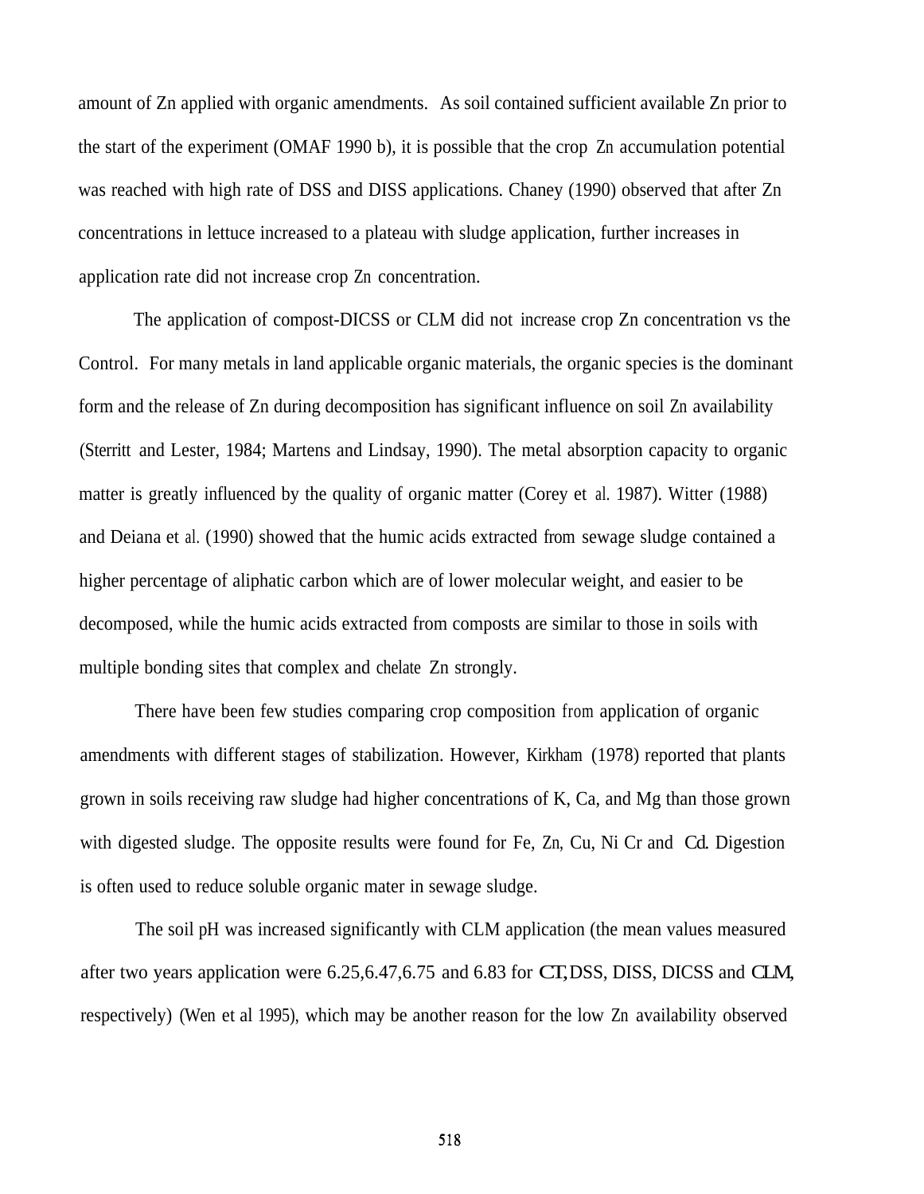amount of Zn applied with organic amendments. As soil contained sufficient available Zn prior to the start of the experiment (OMAF 1990 b), it is possible that the crop Zn accumulation potential was reached with high rate of DSS and DISS applications. Chaney (1990) observed that after Zn concentrations in lettuce increased to a plateau with sludge application, further increases in application rate did not increase crop Zn concentration.

The application of compost-DICSS or CLM did not increase crop Zn concentration vs the Control. For many metals in land applicable organic materials, the organic species is the dominant form and the release of Zn during decomposition has significant influence on soil Zn availability (Sterritt and Lester, 1984; Martens and Lindsay, 1990). The metal absorption capacity to organic matter is greatly influenced by the quality of organic matter (Corey et al. 1987). Witter (1988) and Deiana et al. (1990) showed that the humic acids extracted from sewage sludge contained a higher percentage of aliphatic carbon which are of lower molecular weight, and easier to be decomposed, while the humic acids extracted from composts are similar to those in soils with multiple bonding sites that complex and chelate Zn strongly.

There have been few studies comparing crop composition from application of organic amendments with different stages of stabilization. However, Kirkham (1978) reported that plants grown in soils receiving raw sludge had higher concentrations of K, Ca, and Mg than those grown with digested sludge. The opposite results were found for Fe, Zn, Cu, Ni Cr and Cd. Digestion is often used to reduce soluble organic mater in sewage sludge.

The soil pH was increased significantly with CLM application (the mean values measured after two years application were 6.25,6.47,6.75 and 6.83 for CT, DSS, DISS, DICSS and CLM, respectively) (Wen et al 1995), which may be another reason for the low Zn availability observed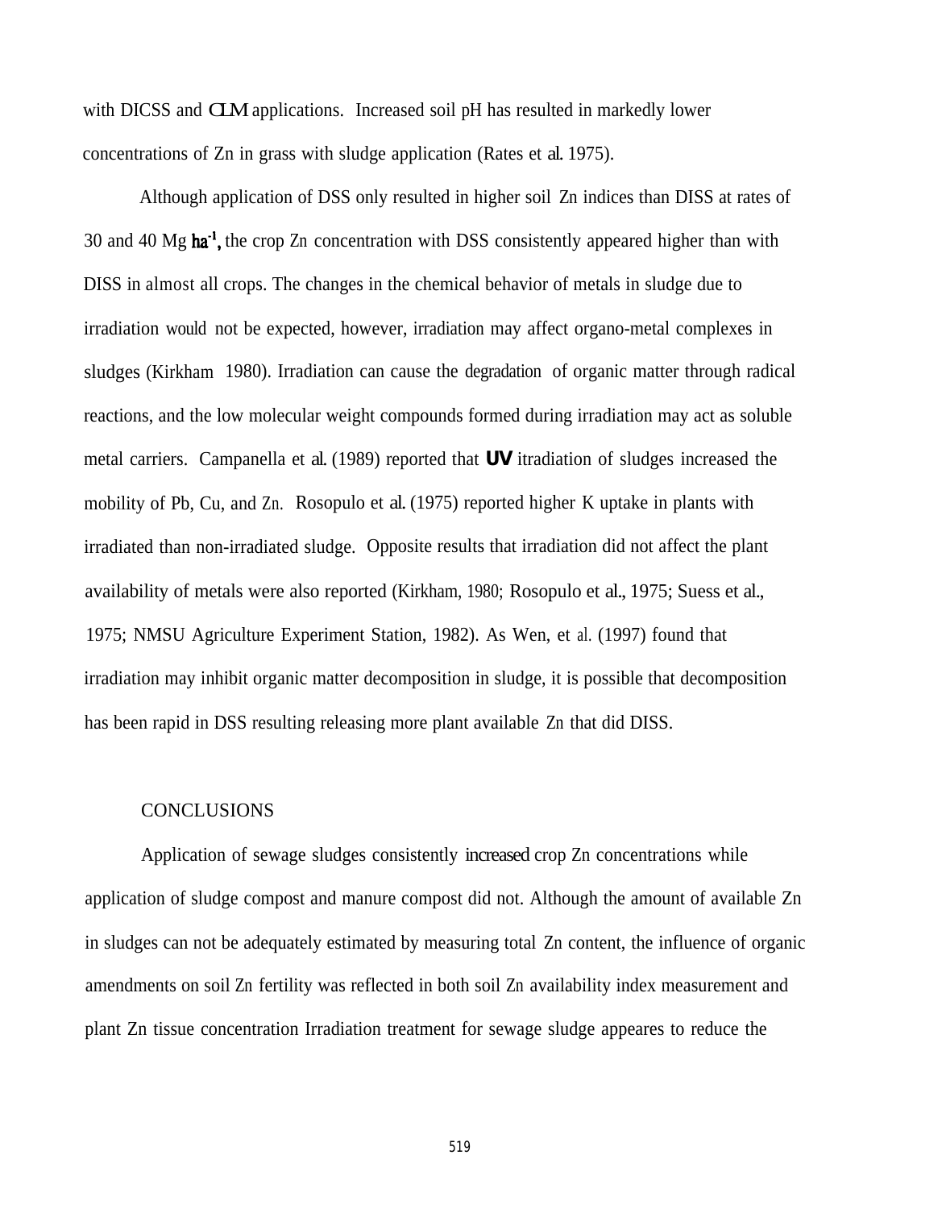with DICSS and CLM applications. Increased soil pH has resulted in markedly lower concentrations of Zn in grass with sludge application (Rates et al. 1975).

Although application of DSS only resulted in higher soil Zn indices than DISS at rates of 30 and 40 Mg $ha^{-1}$, the crop Zn concentration with DSS consistently appeared higher than with DISS in almost all crops. The changes in the chemical behavior of metals in sludge due to irradiation would not be expected, however, irradiation may affect organo-metal complexes in sludges (Kirkham 1980). Irradiation can cause the degradation of organic matter through radical reactions, and the low molecular weight compounds formed during irradiation may act as soluble metal carriers. Campanella et al. (1989) reported that **UV** itradiation of sludges increased the mobility of Pb, Cu, and Zn. Rosopulo et al. (1975) reported higher K uptake in plants with irradiated than non-irradiated sludge. Opposite results that irradiation did not affect the plant availability of metals were also reported (Kirkham, 1980; Rosopulo et al., 1975; Suess et al., 1975; NMSU Agriculture Experiment Station, 1982). As Wen, et al. (1997) found that irradiation may inhibit organic matter decomposition in sludge, it is possible that decomposition has been rapid in DSS resulting releasing more plant available Zn that did DISS.

## CONCLUSIONS

Application of sewage sludges consistently increased crop Zn concentrations while application of sludge compost and manure compost did not. Although the amount of available Zn in sludges can not be adequately estimated by measuring total Zn content, the influence of organic amendments on soil Zn fertility was reflected in both soil Zn availability index measurement and plant Zn tissue concentration Irradiation treatment for sewage sludge appeares to reduce the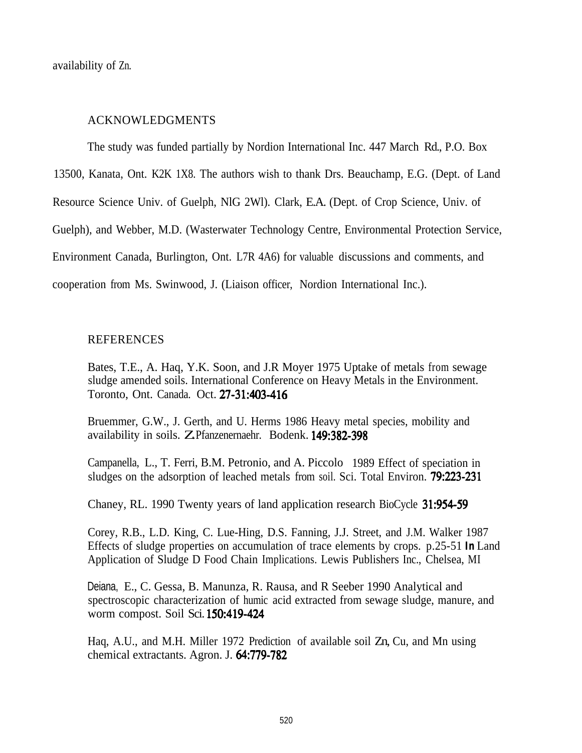availability of Zn.

## ACKNOWLEDGMENTS

The study was funded partially by Nordion International Inc. 447 March Rd., P.O. Box 13500, Kanata, Ont. K2K 1X8. The authors wish to thank Drs. Beauchamp, E.G. (Dept. of Land Resource Science Univ. of Guelph, NlG 2Wl). Clark, E.A. (Dept. of Crop Science, Univ. of Guelph), and Webber, M.D. (Wasterwater Technology Centre, Environmental Protection Service, Environment Canada, Burlington, Ont. L7R 4A6) for valuable discussions and comments, and cooperation from Ms. Swinwood, J. (Liaison officer, Nordion International Inc.).

## REFERENCES

Bates, T.E., A. Haq, Y.K. Soon, and J.R Moyer 1975 Uptake of metals from sewage sludge amended soils. International Conference on Heavy Metals in the Environment. Toronto, Ont. Canada. Oct. **27-31:403-416**

Bruemmer, G.W., J. Gerth, and U. Herms 1986 Heavy metal species, mobility and availability in soils. Z. Pfanzenernaehr. Bodenk. **149:382-398**

Campanella, L., T. Ferri, B.M. Petronio, and A. Piccolo 1989 Effect of speciation in sludges on the adsorption of leached metals from soil. Sci. Total Environ. **79:223-231**

Chaney, RL. 1990 Twenty years of land application research BioCycle **31:954-59**

Corey, R.B., L.D. King, C. Lue-Hing, D.S. Fanning, J.J. Street, and J.M. Walker 1987 Effects of sludge properties on accumulation of trace elements by crops. p.25-51 **In** Land Application of Sludge D Food Chain Implications. Lewis Publishers Inc., Chelsea, MI

Deiana, E., C. Gessa, B. Manunza, R. Rausa, and R Seeber 1990 Analytical and spectroscopic characterization of humic acid extracted from sewage sludge, manure, and worm compost. Soil Sci. **150:419-424**

Haq, A.U., and M.H. Miller 1972 Prediction of available soil Zn, Cu, and Mn using chemical extractants. Agron. J. **64:779-782**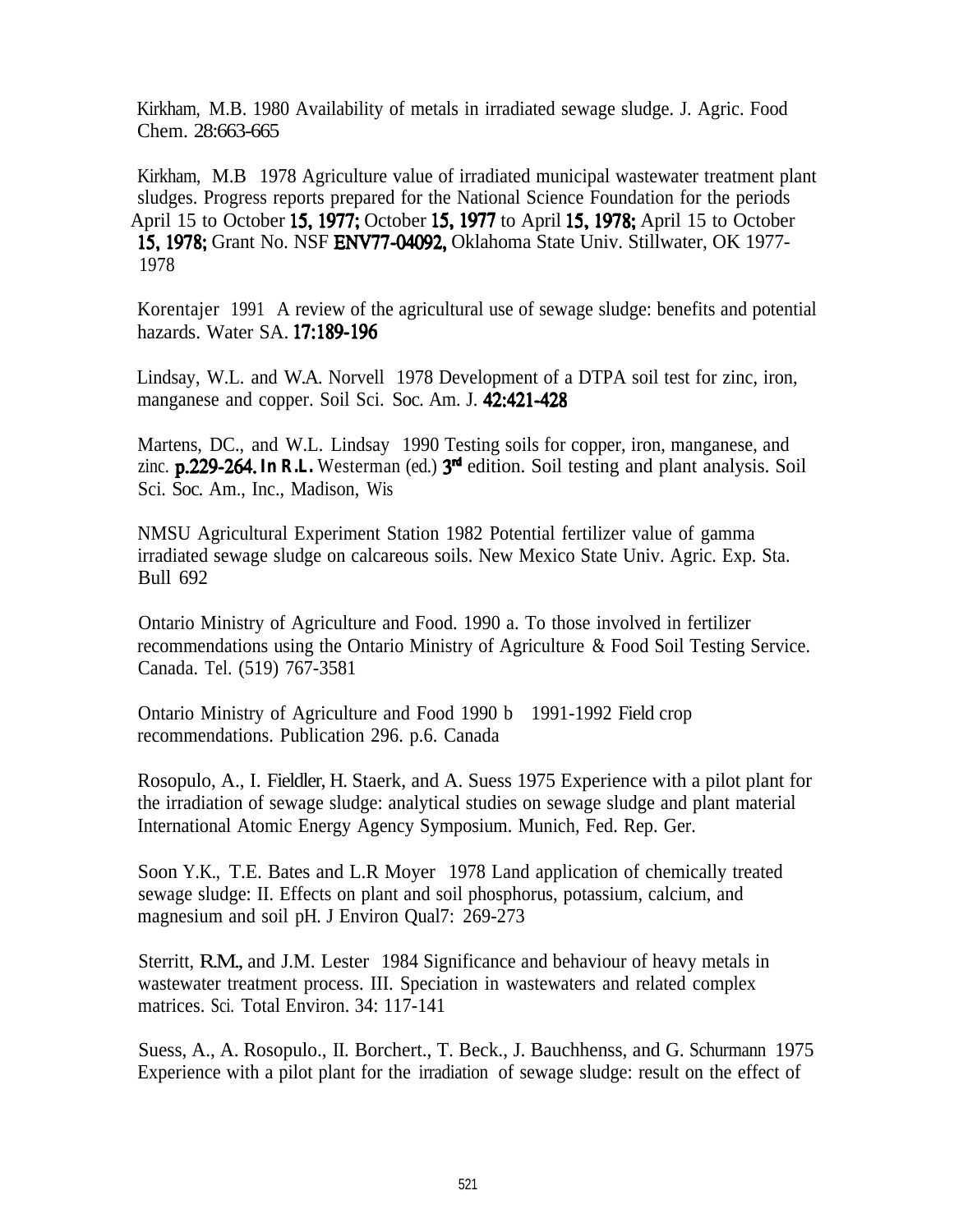Kirkham, M.B. 1980 Availability of metals in irradiated sewage sludge. J. Agric. Food Chem. 28:663-665

Kirkham, M.B 1978 Agriculture value of irradiated municipal wastewater treatment plant sludges. Progress reports prepared for the National Science Foundation for the periods April 15 to October **15, 1977;** October **15, 1977** to April **15, 1978;** April 15 to October **15, 1978;** Grant No. NSF **ENV77-04092,** Oklahoma State Univ. Stillwater, OK 1977-1978

Korentajer 1991 A review of the agricultural use of sewage sludge: benefits and potential hazards. Water SA. **17:189-196**

Lindsay, W.L. and W.A. Norvell 1978 Development of a DTPA soil test for zinc, iron, manganese and copper. Soil Sci. Soc. Am. J. **42:421-428**

Martens, DC., and W.L. Lindsay 1990 Testing soils for copper, iron, manganese, and zinc. **p.229-264. In R.L.** Westerman (ed.) **3rd** edition. Soil testing and plant analysis. Soil Sci. Soc. Am., Inc., Madison, Wis

NMSU Agricultural Experiment Station 1982 Potential fertilizer value of gamma irradiated sewage sludge on calcareous soils. New Mexico State Univ. Agric. Exp. Sta. Bull 692

Ontario Ministry of Agriculture and Food. 1990 a. To those involved in fertilizer recommendations using the Ontario Ministry of Agriculture & Food Soil Testing Service. Canada. Tel. (519) 767-3581

Ontario Ministry of Agriculture and Food 1990 b 1991-1992 Field crop recommendations. Publication 296. p.6. Canada

Rosopulo, A., I. Fieldler, H. Staerk, and A. Suess 1975 Experience with a pilot plant for the irradiation of sewage sludge: analytical studies on sewage sludge and plant material International Atomic Energy Agency Symposium. Munich, Fed. Rep. Ger.

Soon Y.K., T.E. Bates and L.R Moyer 1978 Land application of chemically treated sewage sludge: II. Effects on plant and soil phosphorus, potassium, calcium, and magnesium and soil pH. J Environ Qual7: 269-273

Sterritt, R.M., and J.M. Lester 1984 Significance and behaviour of heavy metals in wastewater treatment process. III. Speciation in wastewaters and related complex matrices. Sci. Total Environ. 34: 117-141

Suess, A., A. Rosopulo., II. Borchert., T. Beck., J. Bauchhenss, and G. Schurmann 1975 Experience with a pilot plant for the irradiation of sewage sludge: result on the effect of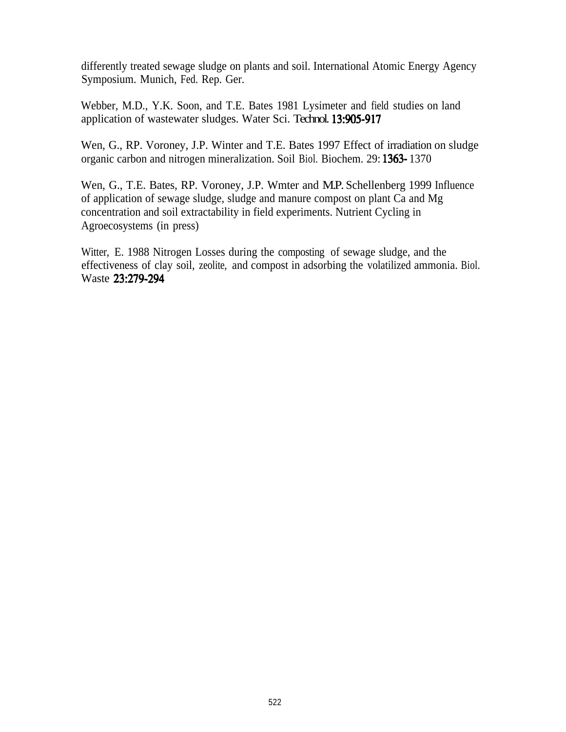differently treated sewage sludge on plants and soil. International Atomic Energy Agency Symposium. Munich, Fed. Rep. Ger.

Webber, M.D., Y.K. Soon, and T.E. Bates 1981 Lysimeter and field studies on land application of wastewater sludges. Water Sci. Technol. 13:905-917

Wen, G., RP. Voroney, J.P. Winter and T.E. Bates 1997 Effect of irradiation on sludge organic carbon and nitrogen mineralization. Soil Biol. Biochem. 29: 1363- 1370

Wen, G., T.E. Bates, RP. Voroney, J.P. Wmter and M.P. Schellenberg 1999 Influence of application of sewage sludge, sludge and manure compost on plant Ca and Mg concentration and soil extractability in field experiments. Nutrient Cycling in Agroecosystems (in press)

Witter, E. 1988 Nitrogen Losses during the composting of sewage sludge, and the effectiveness of clay soil, zeolite, and compost in adsorbing the volatilized ammonia. Biol. Waste 23:279-294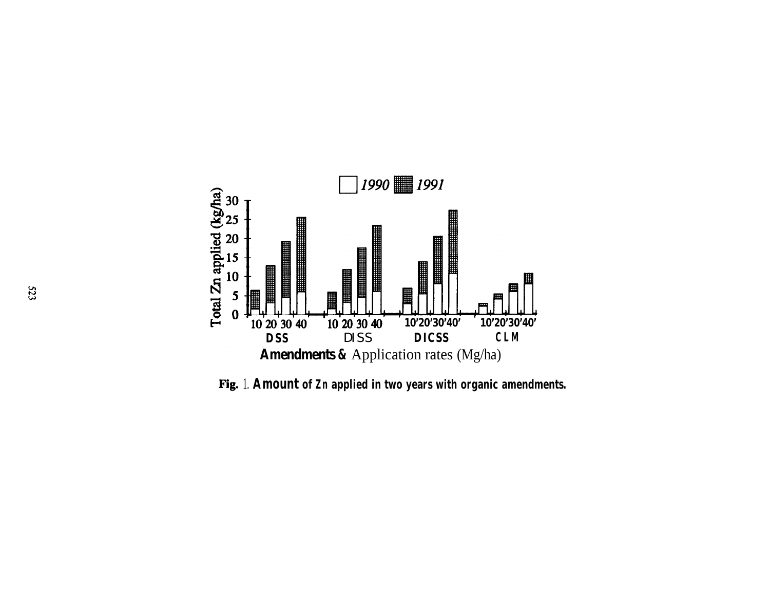Fig. 1. Amount of Zn applied in two years with organic amendments.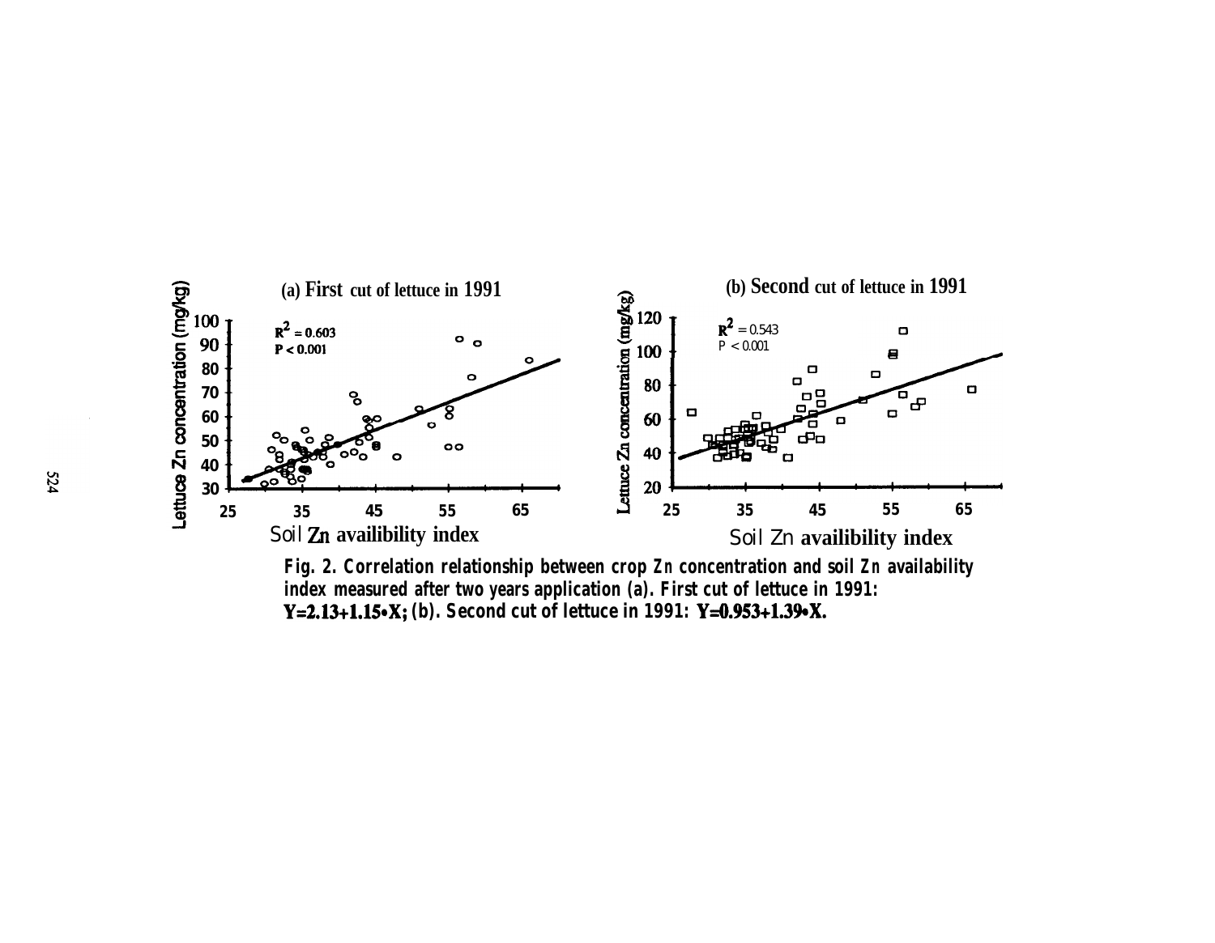(a) First cut of lettuce in 1991

$R^2 = 0.603$
$P < 0.001$

Lettuce Zn concentration (mg/kg)

100
90
80
70
60
50
40
30

25 35 45 55 65

Soil Zn availibility index

(b) Second cut of lettuce in 1991

$R^2 = 0.543$
$P < 0.001$

Lettuce Zn concentration (mg/kg)

120
100
80
60
40
20

25 35 45 55 65

Soil Zn availibility index

**Fig. 2. Correlation relationship between crop Zn concentration and soil Zn availability index measured after two years application (a). First cut of lettuce in 1991: $Y=2.13+1.15 \bullet X$; (b). Second cut of lettuce in 1991: $Y=0.953+1.39 \bullet X$.**